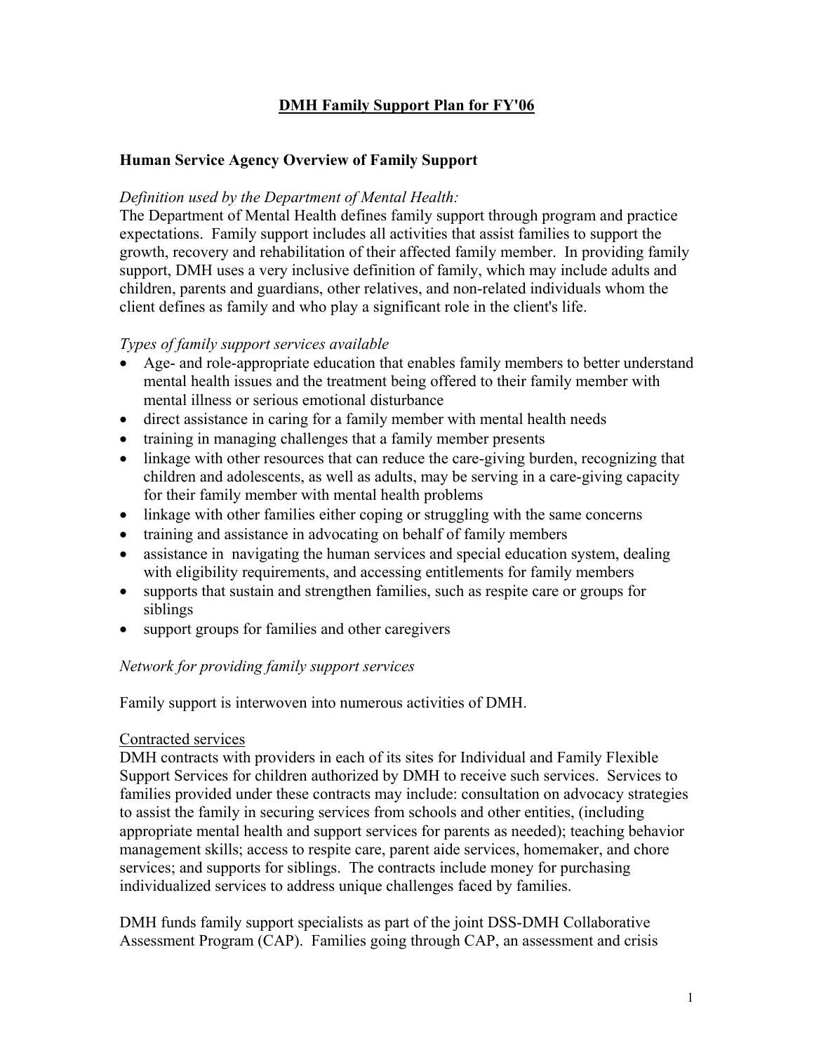# DMH Family Support Plan for FY'06

## Human Service Agency Overview of Family Support

*Definition used by the Department of Mental Health:*

The Department of Mental Health defines family support through program and practice expectations. Family support includes all activities that assist families to support the growth, recovery and rehabilitation of their affected family member. In providing family support, DMH uses a very inclusive definition of family, which may include adults and children, parents and guardians, other relatives, and non-related individuals whom the client defines as family and who play a significant role in the client's life.

*Types of family support services available*

- Age- and role-appropriate education that enables family members to better understand mental health issues and the treatment being offered to their family member with mental illness or serious emotional disturbance
- direct assistance in caring for a family member with mental health needs
- training in managing challenges that a family member presents
- linkage with other resources that can reduce the care-giving burden, recognizing that children and adolescents, as well as adults, may be serving in a care-giving capacity for their family member with mental health problems
- linkage with other families either coping or struggling with the same concerns
- training and assistance in advocating on behalf of family members
- assistance in navigating the human services and special education system, dealing with eligibility requirements, and accessing entitlements for family members
- supports that sustain and strengthen families, such as respite care or groups for siblings
- support groups for families and other caregivers

*Network for providing family support services*

Family support is interwoven into numerous activities of DMH.

<u>Contracted services</u>

DMH contracts with providers in each of its sites for Individual and Family Flexible Support Services for children authorized by DMH to receive such services. Services to families provided under these contracts may include: consultation on advocacy strategies to assist the family in securing services from schools and other entities, (including appropriate mental health and support services for parents as needed); teaching behavior management skills; access to respite care, parent aide services, homemaker, and chore services; and supports for siblings. The contracts include money for purchasing individualized services to address unique challenges faced by families.

DMH funds family support specialists as part of the joint DSS-DMH Collaborative Assessment Program (CAP). Families going through CAP, an assessment and crisis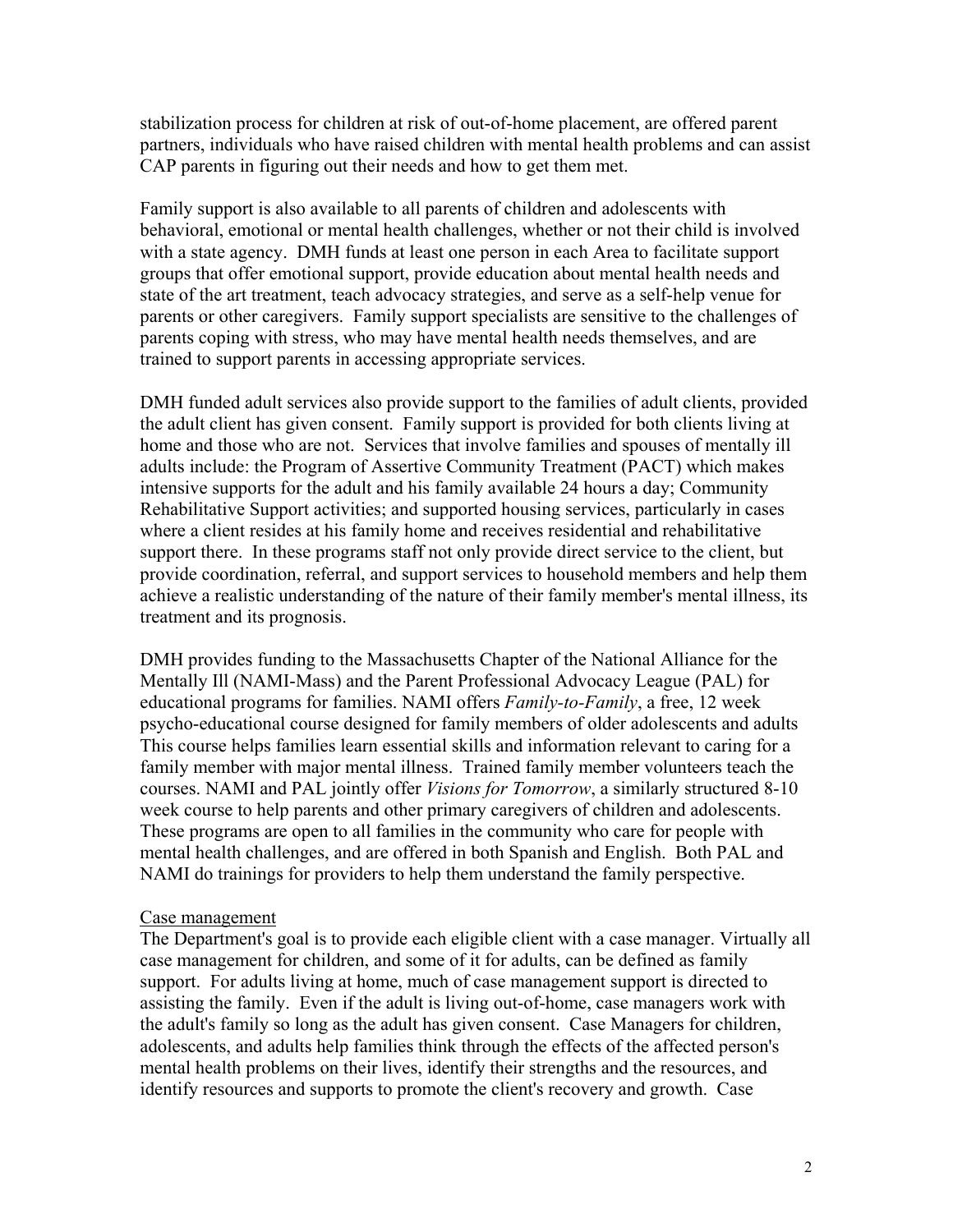stabilization process for children at risk of out-of-home placement, are offered parent partners, individuals who have raised children with mental health problems and can assist CAP parents in figuring out their needs and how to get them met.

Family support is also available to all parents of children and adolescents with behavioral, emotional or mental health challenges, whether or not their child is involved with a state agency. DMH funds at least one person in each Area to facilitate support groups that offer emotional support, provide education about mental health needs and state of the art treatment, teach advocacy strategies, and serve as a self-help venue for parents or other caregivers. Family support specialists are sensitive to the challenges of parents coping with stress, who may have mental health needs themselves, and are trained to support parents in accessing appropriate services.

DMH funded adult services also provide support to the families of adult clients, provided the adult client has given consent. Family support is provided for both clients living at home and those who are not. Services that involve families and spouses of mentally ill adults include: the Program of Assertive Community Treatment (PACT) which makes intensive supports for the adult and his family available 24 hours a day; Community Rehabilitative Support activities; and supported housing services, particularly in cases where a client resides at his family home and receives residential and rehabilitative support there. In these programs staff not only provide direct service to the client, but provide coordination, referral, and support services to household members and help them achieve a realistic understanding of the nature of their family member's mental illness, its treatment and its prognosis.

DMH provides funding to the Massachusetts Chapter of the National Alliance for the Mentally Ill (NAMI-Mass) and the Parent Professional Advocacy League (PAL) for educational programs for families. NAMI offers *Family-to-Family*, a free, 12 week psycho-educational course designed for family members of older adolescents and adults This course helps families learn essential skills and information relevant to caring for a family member with major mental illness. Trained family member volunteers teach the courses. NAMI and PAL jointly offer *Visions for Tomorrow*, a similarly structured 8-10 week course to help parents and other primary caregivers of children and adolescents. These programs are open to all families in the community who care for people with mental health challenges, and are offered in both Spanish and English. Both PAL and NAMI do trainings for providers to help them understand the family perspective.

<u>Case management</u>

The Department's goal is to provide each eligible client with a case manager. Virtually all case management for children, and some of it for adults, can be defined as family support. For adults living at home, much of case management support is directed to assisting the family. Even if the adult is living out-of-home, case managers work with the adult's family so long as the adult has given consent. Case Managers for children, adolescents, and adults help families think through the effects of the affected person's mental health problems on their lives, identify their strengths and the resources, and identify resources and supports to promote the client's recovery and growth. Case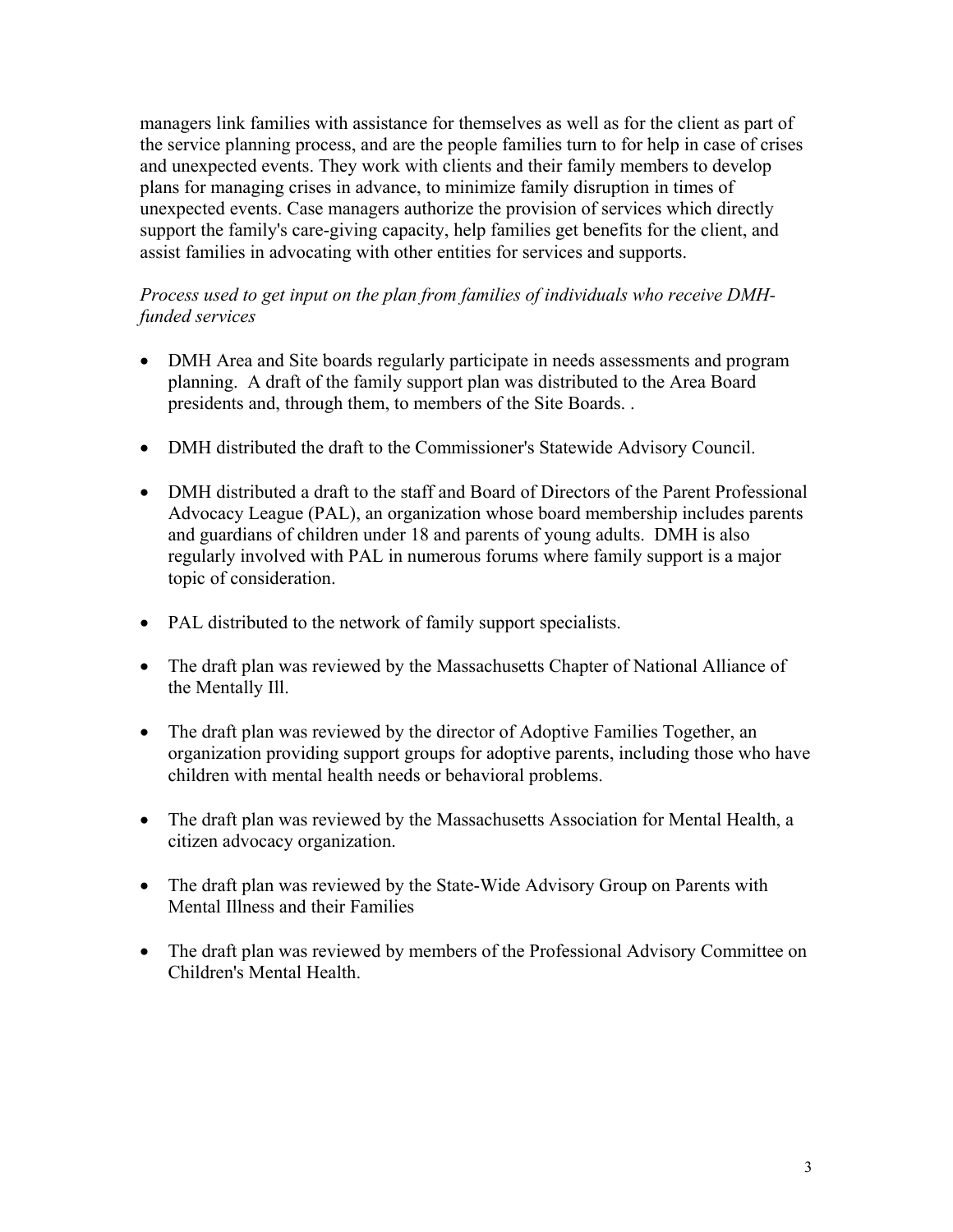managers link families with assistance for themselves as well as for the client as part of the service planning process, and are the people families turn to for help in case of crises and unexpected events. They work with clients and their family members to develop plans for managing crises in advance, to minimize family disruption in times of unexpected events. Case managers authorize the provision of services which directly support the family's care-giving capacity, help families get benefits for the client, and assist families in advocating with other entities for services and supports.

*Process used to get input on the plan from families of individuals who receive DMH-funded services*

- DMH Area and Site boards regularly participate in needs assessments and program planning. A draft of the family support plan was distributed to the Area Board presidents and, through them, to members of the Site Boards. .
- DMH distributed the draft to the Commissioner's Statewide Advisory Council.
- DMH distributed a draft to the staff and Board of Directors of the Parent Professional Advocacy League (PAL), an organization whose board membership includes parents and guardians of children under 18 and parents of young adults. DMH is also regularly involved with PAL in numerous forums where family support is a major topic of consideration.
- PAL distributed to the network of family support specialists.
- The draft plan was reviewed by the Massachusetts Chapter of National Alliance of the Mentally Ill.
- The draft plan was reviewed by the director of Adoptive Families Together, an organization providing support groups for adoptive parents, including those who have children with mental health needs or behavioral problems.
- The draft plan was reviewed by the Massachusetts Association for Mental Health, a citizen advocacy organization.
- The draft plan was reviewed by the State-Wide Advisory Group on Parents with Mental Illness and their Families
- The draft plan was reviewed by members of the Professional Advisory Committee on Children's Mental Health.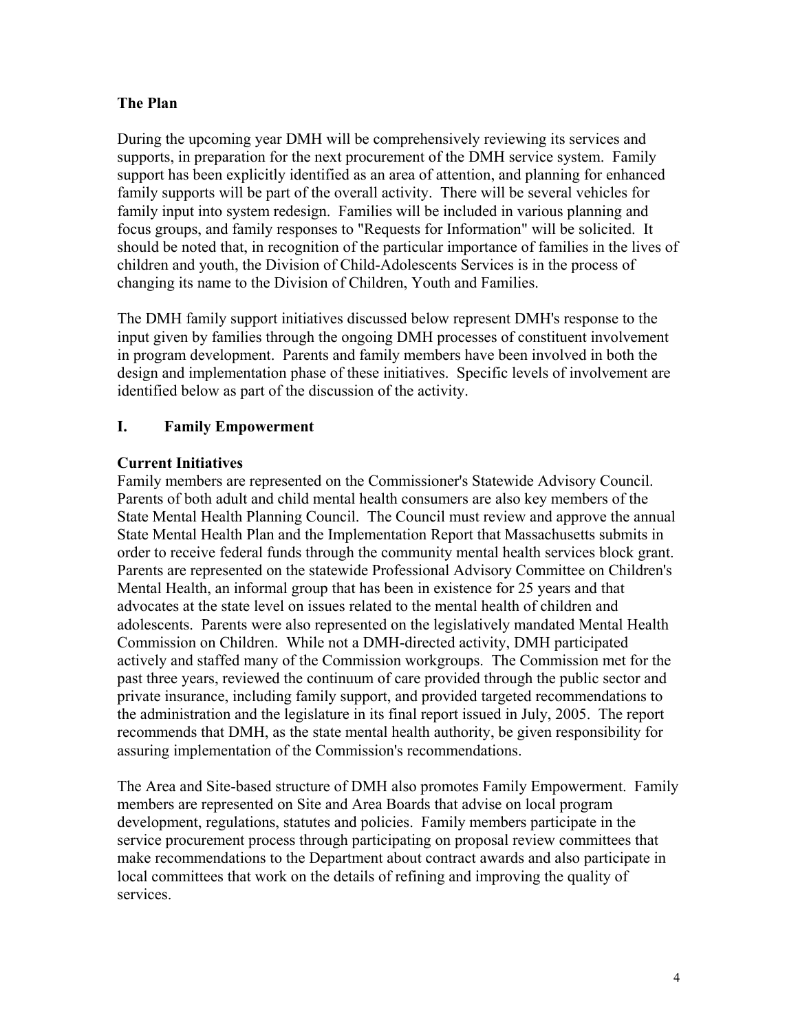## The Plan

During the upcoming year DMH will be comprehensively reviewing its services and supports, in preparation for the next procurement of the DMH service system. Family support has been explicitly identified as an area of attention, and planning for enhanced family supports will be part of the overall activity. There will be several vehicles for family input into system redesign. Families will be included in various planning and focus groups, and family responses to "Requests for Information" will be solicited. It should be noted that, in recognition of the particular importance of families in the lives of children and youth, the Division of Child-Adolescents Services is in the process of changing its name to the Division of Children, Youth and Families.

The DMH family support initiatives discussed below represent DMH's response to the input given by families through the ongoing DMH processes of constituent involvement in program development. Parents and family members have been involved in both the design and implementation phase of these initiatives. Specific levels of involvement are identified below as part of the discussion of the activity.

## I. Family Empowerment

### Current Initiatives

Family members are represented on the Commissioner's Statewide Advisory Council. Parents of both adult and child mental health consumers are also key members of the State Mental Health Planning Council. The Council must review and approve the annual State Mental Health Plan and the Implementation Report that Massachusetts submits in order to receive federal funds through the community mental health services block grant. Parents are represented on the statewide Professional Advisory Committee on Children's Mental Health, an informal group that has been in existence for 25 years and that advocates at the state level on issues related to the mental health of children and adolescents. Parents were also represented on the legislatively mandated Mental Health Commission on Children. While not a DMH-directed activity, DMH participated actively and staffed many of the Commission workgroups. The Commission met for the past three years, reviewed the continuum of care provided through the public sector and private insurance, including family support, and provided targeted recommendations to the administration and the legislature in its final report issued in July, 2005. The report recommends that DMH, as the state mental health authority, be given responsibility for assuring implementation of the Commission's recommendations.

The Area and Site-based structure of DMH also promotes Family Empowerment. Family members are represented on Site and Area Boards that advise on local program development, regulations, statutes and policies. Family members participate in the service procurement process through participating on proposal review committees that make recommendations to the Department about contract awards and also participate in local committees that work on the details of refining and improving the quality of services.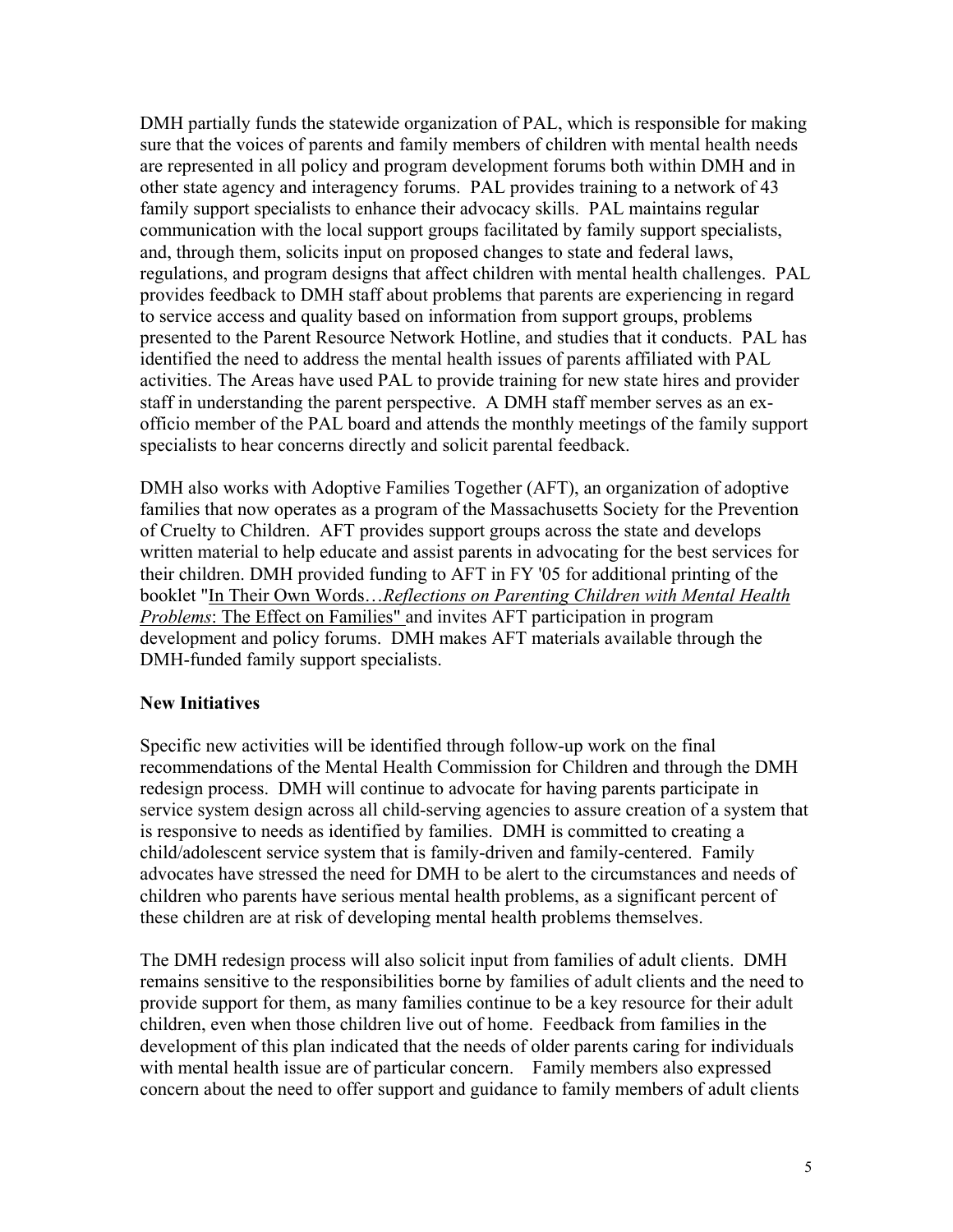DMH partially funds the statewide organization of PAL, which is responsible for making sure that the voices of parents and family members of children with mental health needs are represented in all policy and program development forums both within DMH and in other state agency and interagency forums. PAL provides training to a network of 43 family support specialists to enhance their advocacy skills. PAL maintains regular communication with the local support groups facilitated by family support specialists, and, through them, solicits input on proposed changes to state and federal laws, regulations, and program designs that affect children with mental health challenges. PAL provides feedback to DMH staff about problems that parents are experiencing in regard to service access and quality based on information from support groups, problems presented to the Parent Resource Network Hotline, and studies that it conducts. PAL has identified the need to address the mental health issues of parents affiliated with PAL activities. The Areas have used PAL to provide training for new state hires and provider staff in understanding the parent perspective. A DMH staff member serves as an ex-officio member of the PAL board and attends the monthly meetings of the family support specialists to hear concerns directly and solicit parental feedback.

DMH also works with Adoptive Families Together (AFT), an organization of adoptive families that now operates as a program of the Massachusetts Society for the Prevention of Cruelty to Children. AFT provides support groups across the state and develops written material to help educate and assist parents in advocating for the best services for their children. DMH provided funding to AFT in FY '05 for additional printing of the booklet "In Their Own Words…*Reflections on Parenting Children with Mental Health Problems*: The Effect on Families" and invites AFT participation in program development and policy forums. DMH makes AFT materials available through the DMH-funded family support specialists.

**New Initiatives**

Specific new activities will be identified through follow-up work on the final recommendations of the Mental Health Commission for Children and through the DMH redesign process. DMH will continue to advocate for having parents participate in service system design across all child-serving agencies to assure creation of a system that is responsive to needs as identified by families. DMH is committed to creating a child/adolescent service system that is family-driven and family-centered. Family advocates have stressed the need for DMH to be alert to the circumstances and needs of children who parents have serious mental health problems, as a significant percent of these children are at risk of developing mental health problems themselves.

The DMH redesign process will also solicit input from families of adult clients. DMH remains sensitive to the responsibilities borne by families of adult clients and the need to provide support for them, as many families continue to be a key resource for their adult children, even when those children live out of home. Feedback from families in the development of this plan indicated that the needs of older parents caring for individuals with mental health issue are of particular concern. Family members also expressed concern about the need to offer support and guidance to family members of adult clients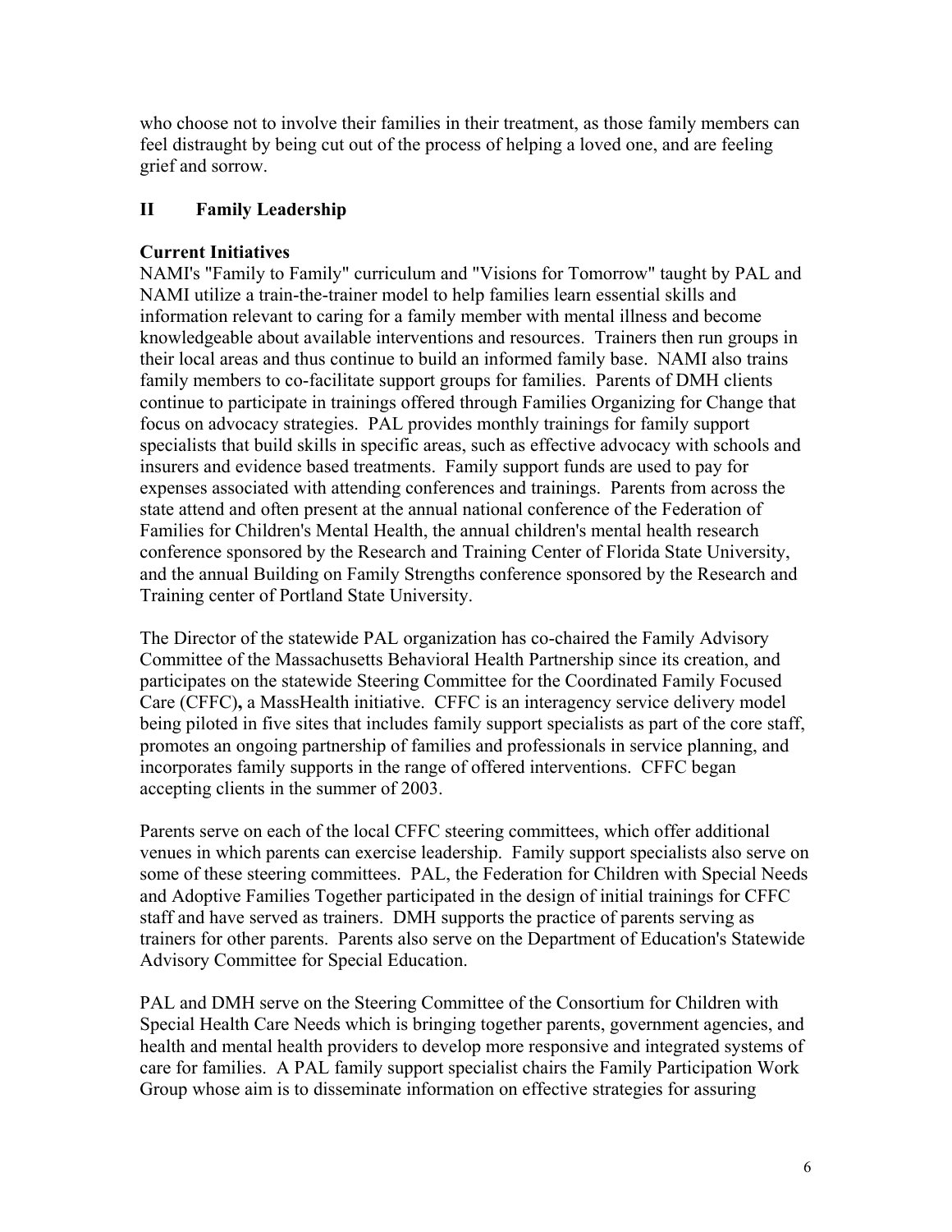who choose not to involve their families in their treatment, as those family members can feel distraught by being cut out of the process of helping a loved one, and are feeling grief and sorrow.

## II Family Leadership

### Current Initiatives

NAMI's "Family to Family" curriculum and "Visions for Tomorrow" taught by PAL and NAMI utilize a train-the-trainer model to help families learn essential skills and information relevant to caring for a family member with mental illness and become knowledgeable about available interventions and resources. Trainers then run groups in their local areas and thus continue to build an informed family base. NAMI also trains family members to co-facilitate support groups for families. Parents of DMH clients continue to participate in trainings offered through Families Organizing for Change that focus on advocacy strategies. PAL provides monthly trainings for family support specialists that build skills in specific areas, such as effective advocacy with schools and insurers and evidence based treatments. Family support funds are used to pay for expenses associated with attending conferences and trainings. Parents from across the state attend and often present at the annual national conference of the Federation of Families for Children's Mental Health, the annual children's mental health research conference sponsored by the Research and Training Center of Florida State University, and the annual Building on Family Strengths conference sponsored by the Research and Training center of Portland State University.

The Director of the statewide PAL organization has co-chaired the Family Advisory Committee of the Massachusetts Behavioral Health Partnership since its creation, and participates on the statewide Steering Committee for the Coordinated Family Focused Care (CFFC)**,** a MassHealth initiative. CFFC is an interagency service delivery model being piloted in five sites that includes family support specialists as part of the core staff, promotes an ongoing partnership of families and professionals in service planning, and incorporates family supports in the range of offered interventions. CFFC began accepting clients in the summer of 2003.

Parents serve on each of the local CFFC steering committees, which offer additional venues in which parents can exercise leadership. Family support specialists also serve on some of these steering committees. PAL, the Federation for Children with Special Needs and Adoptive Families Together participated in the design of initial trainings for CFFC staff and have served as trainers. DMH supports the practice of parents serving as trainers for other parents. Parents also serve on the Department of Education's Statewide Advisory Committee for Special Education.

PAL and DMH serve on the Steering Committee of the Consortium for Children with Special Health Care Needs which is bringing together parents, government agencies, and health and mental health providers to develop more responsive and integrated systems of care for families. A PAL family support specialist chairs the Family Participation Work Group whose aim is to disseminate information on effective strategies for assuring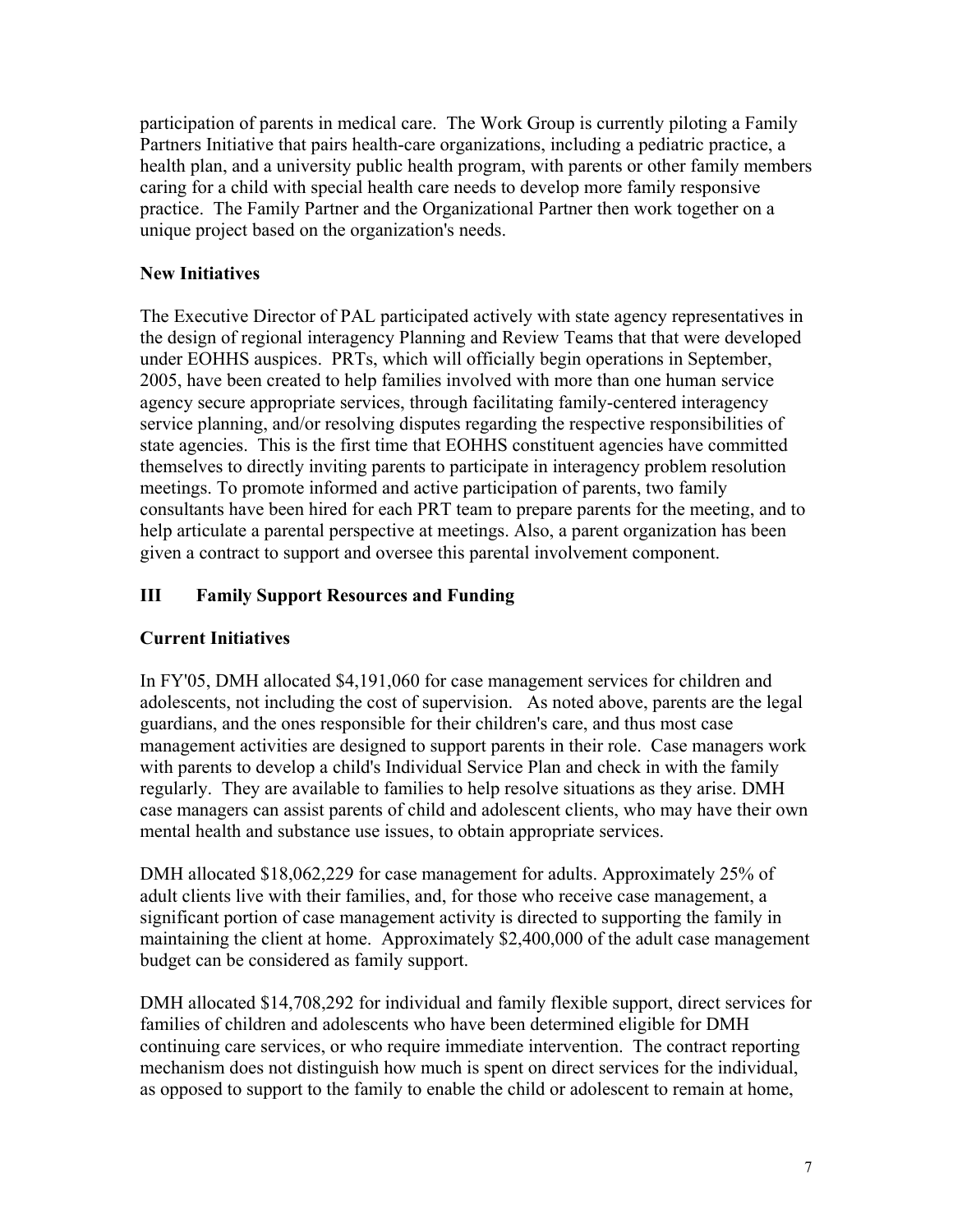participation of parents in medical care. The Work Group is currently piloting a Family Partners Initiative that pairs health-care organizations, including a pediatric practice, a health plan, and a university public health program, with parents or other family members caring for a child with special health care needs to develop more family responsive practice. The Family Partner and the Organizational Partner then work together on a unique project based on the organization's needs.

**New Initiatives**

The Executive Director of PAL participated actively with state agency representatives in the design of regional interagency Planning and Review Teams that that were developed under EOHHS auspices. PRTs, which will officially begin operations in September, 2005, have been created to help families involved with more than one human service agency secure appropriate services, through facilitating family-centered interagency service planning, and/or resolving disputes regarding the respective responsibilities of state agencies. This is the first time that EOHHS constituent agencies have committed themselves to directly inviting parents to participate in interagency problem resolution meetings. To promote informed and active participation of parents, two family consultants have been hired for each PRT team to prepare parents for the meeting, and to help articulate a parental perspective at meetings. Also, a parent organization has been given a contract to support and oversee this parental involvement component.

## III Family Support Resources and Funding

**Current Initiatives**

In FY'05, DMH allocated $4,191,060 for case management services for children and adolescents, not including the cost of supervision. As noted above, parents are the legal guardians, and the ones responsible for their children's care, and thus most case management activities are designed to support parents in their role. Case managers work with parents to develop a child's Individual Service Plan and check in with the family regularly. They are available to families to help resolve situations as they arise. DMH case managers can assist parents of child and adolescent clients, who may have their own mental health and substance use issues, to obtain appropriate services.

DMH allocated $18,062,229 for case management for adults. Approximately 25% of adult clients live with their families, and, for those who receive case management, a significant portion of case management activity is directed to supporting the family in maintaining the client at home. Approximately $2,400,000 of the adult case management budget can be considered as family support.

DMH allocated $14,708,292 for individual and family flexible support, direct services for families of children and adolescents who have been determined eligible for DMH continuing care services, or who require immediate intervention. The contract reporting mechanism does not distinguish how much is spent on direct services for the individual, as opposed to support to the family to enable the child or adolescent to remain at home,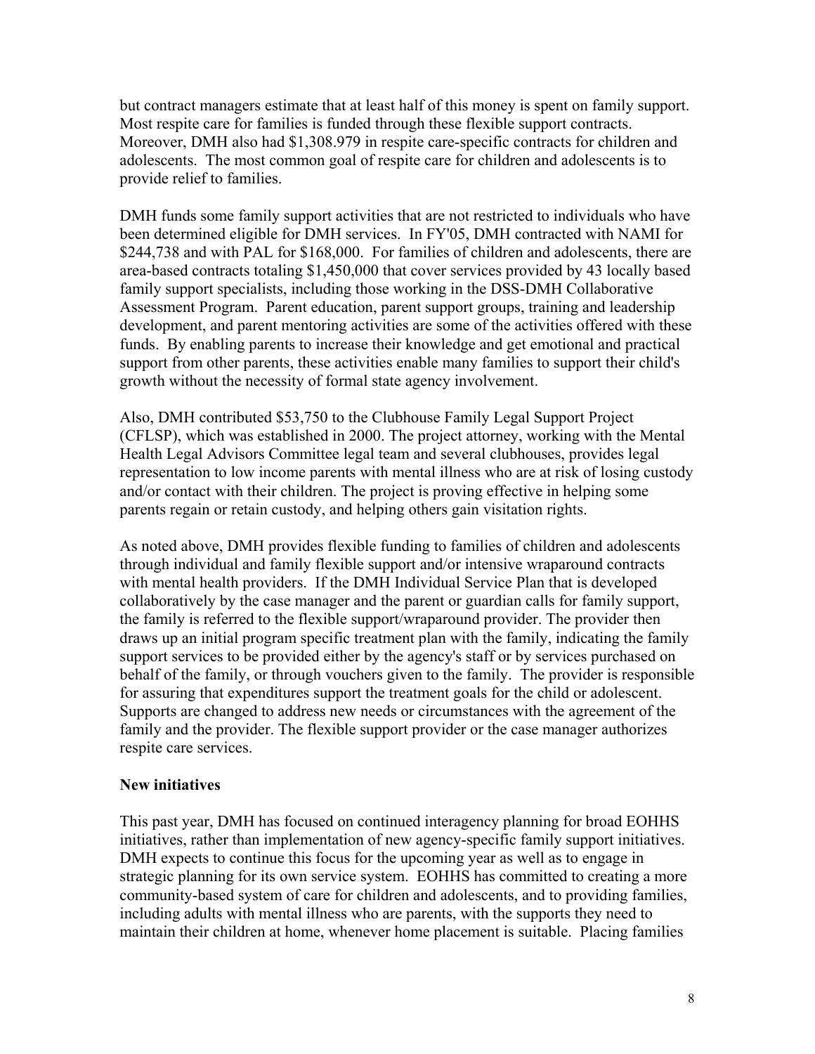but contract managers estimate that at least half of this money is spent on family support. Most respite care for families is funded through these flexible support contracts. Moreover, DMH also had $1,308.979 in respite care-specific contracts for children and adolescents. The most common goal of respite care for children and adolescents is to provide relief to families.

DMH funds some family support activities that are not restricted to individuals who have been determined eligible for DMH services. In FY'05, DMH contracted with NAMI for $244,738 and with PAL for $168,000. For families of children and adolescents, there are area-based contracts totaling $1,450,000 that cover services provided by 43 locally based family support specialists, including those working in the DSS-DMH Collaborative Assessment Program. Parent education, parent support groups, training and leadership development, and parent mentoring activities are some of the activities offered with these funds. By enabling parents to increase their knowledge and get emotional and practical support from other parents, these activities enable many families to support their child's growth without the necessity of formal state agency involvement.

Also, DMH contributed $53,750 to the Clubhouse Family Legal Support Project (CFLSP), which was established in 2000. The project attorney, working with the Mental Health Legal Advisors Committee legal team and several clubhouses, provides legal representation to low income parents with mental illness who are at risk of losing custody and/or contact with their children. The project is proving effective in helping some parents regain or retain custody, and helping others gain visitation rights.

As noted above, DMH provides flexible funding to families of children and adolescents through individual and family flexible support and/or intensive wraparound contracts with mental health providers. If the DMH Individual Service Plan that is developed collaboratively by the case manager and the parent or guardian calls for family support, the family is referred to the flexible support/wraparound provider. The provider then draws up an initial program specific treatment plan with the family, indicating the family support services to be provided either by the agency's staff or by services purchased on behalf of the family, or through vouchers given to the family. The provider is responsible for assuring that expenditures support the treatment goals for the child or adolescent. Supports are changed to address new needs or circumstances with the agreement of the family and the provider. The flexible support provider or the case manager authorizes respite care services.

**New initiatives**

This past year, DMH has focused on continued interagency planning for broad EOHHS initiatives, rather than implementation of new agency-specific family support initiatives. DMH expects to continue this focus for the upcoming year as well as to engage in strategic planning for its own service system. EOHHS has committed to creating a more community-based system of care for children and adolescents, and to providing families, including adults with mental illness who are parents, with the supports they need to maintain their children at home, whenever home placement is suitable. Placing families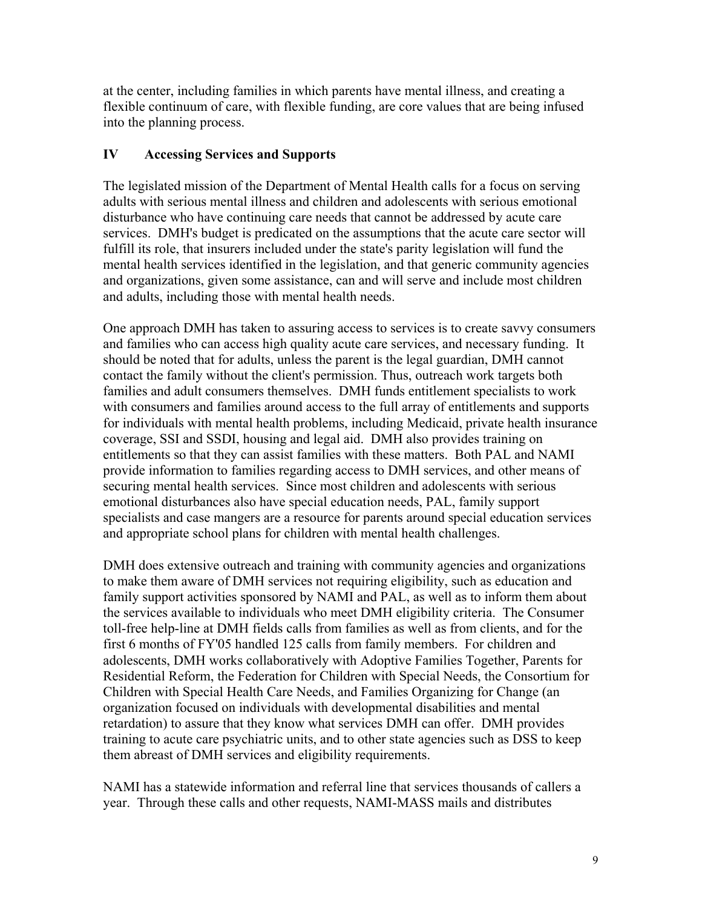at the center, including families in which parents have mental illness, and creating a flexible continuum of care, with flexible funding, are core values that are being infused into the planning process.

## IV Accessing Services and Supports

The legislated mission of the Department of Mental Health calls for a focus on serving adults with serious mental illness and children and adolescents with serious emotional disturbance who have continuing care needs that cannot be addressed by acute care services. DMH's budget is predicated on the assumptions that the acute care sector will fulfill its role, that insurers included under the state's parity legislation will fund the mental health services identified in the legislation, and that generic community agencies and organizations, given some assistance, can and will serve and include most children and adults, including those with mental health needs.

One approach DMH has taken to assuring access to services is to create savvy consumers and families who can access high quality acute care services, and necessary funding. It should be noted that for adults, unless the parent is the legal guardian, DMH cannot contact the family without the client's permission. Thus, outreach work targets both families and adult consumers themselves. DMH funds entitlement specialists to work with consumers and families around access to the full array of entitlements and supports for individuals with mental health problems, including Medicaid, private health insurance coverage, SSI and SSDI, housing and legal aid. DMH also provides training on entitlements so that they can assist families with these matters. Both PAL and NAMI provide information to families regarding access to DMH services, and other means of securing mental health services. Since most children and adolescents with serious emotional disturbances also have special education needs, PAL, family support specialists and case mangers are a resource for parents around special education services and appropriate school plans for children with mental health challenges.

DMH does extensive outreach and training with community agencies and organizations to make them aware of DMH services not requiring eligibility, such as education and family support activities sponsored by NAMI and PAL, as well as to inform them about the services available to individuals who meet DMH eligibility criteria. The Consumer toll-free help-line at DMH fields calls from families as well as from clients, and for the first 6 months of FY'05 handled 125 calls from family members. For children and adolescents, DMH works collaboratively with Adoptive Families Together, Parents for Residential Reform, the Federation for Children with Special Needs, the Consortium for Children with Special Health Care Needs, and Families Organizing for Change (an organization focused on individuals with developmental disabilities and mental retardation) to assure that they know what services DMH can offer. DMH provides training to acute care psychiatric units, and to other state agencies such as DSS to keep them abreast of DMH services and eligibility requirements.

NAMI has a statewide information and referral line that services thousands of callers a year. Through these calls and other requests, NAMI-MASS mails and distributes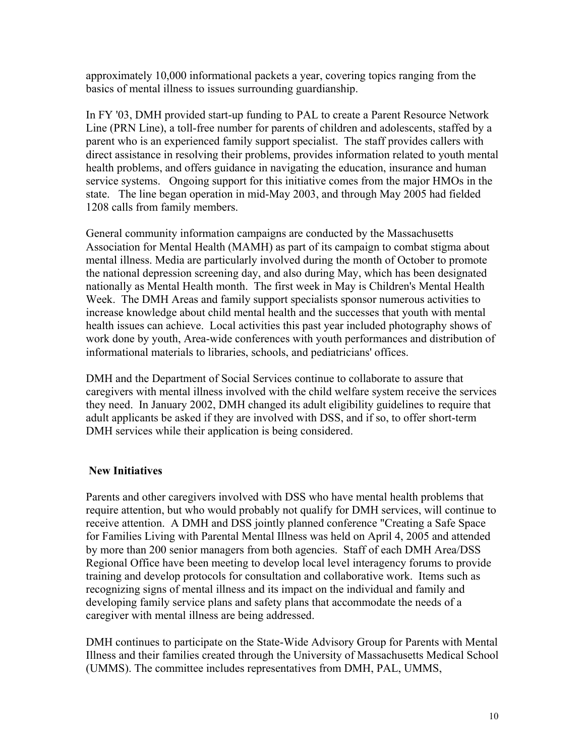approximately 10,000 informational packets a year, covering topics ranging from the basics of mental illness to issues surrounding guardianship.

In FY '03, DMH provided start-up funding to PAL to create a Parent Resource Network Line (PRN Line), a toll-free number for parents of children and adolescents, staffed by a parent who is an experienced family support specialist. The staff provides callers with direct assistance in resolving their problems, provides information related to youth mental health problems, and offers guidance in navigating the education, insurance and human service systems. Ongoing support for this initiative comes from the major HMOs in the state. The line began operation in mid-May 2003, and through May 2005 had fielded 1208 calls from family members.

General community information campaigns are conducted by the Massachusetts Association for Mental Health (MAMH) as part of its campaign to combat stigma about mental illness. Media are particularly involved during the month of October to promote the national depression screening day, and also during May, which has been designated nationally as Mental Health month. The first week in May is Children's Mental Health Week. The DMH Areas and family support specialists sponsor numerous activities to increase knowledge about child mental health and the successes that youth with mental health issues can achieve. Local activities this past year included photography shows of work done by youth, Area-wide conferences with youth performances and distribution of informational materials to libraries, schools, and pediatricians' offices.

DMH and the Department of Social Services continue to collaborate to assure that caregivers with mental illness involved with the child welfare system receive the services they need. In January 2002, DMH changed its adult eligibility guidelines to require that adult applicants be asked if they are involved with DSS, and if so, to offer short-term DMH services while their application is being considered.

**New Initiatives**

Parents and other caregivers involved with DSS who have mental health problems that require attention, but who would probably not qualify for DMH services, will continue to receive attention. A DMH and DSS jointly planned conference "Creating a Safe Space for Families Living with Parental Mental Illness was held on April 4, 2005 and attended by more than 200 senior managers from both agencies. Staff of each DMH Area/DSS Regional Office have been meeting to develop local level interagency forums to provide training and develop protocols for consultation and collaborative work. Items such as recognizing signs of mental illness and its impact on the individual and family and developing family service plans and safety plans that accommodate the needs of a caregiver with mental illness are being addressed.

DMH continues to participate on the State-Wide Advisory Group for Parents with Mental Illness and their families created through the University of Massachusetts Medical School (UMMS). The committee includes representatives from DMH, PAL, UMMS,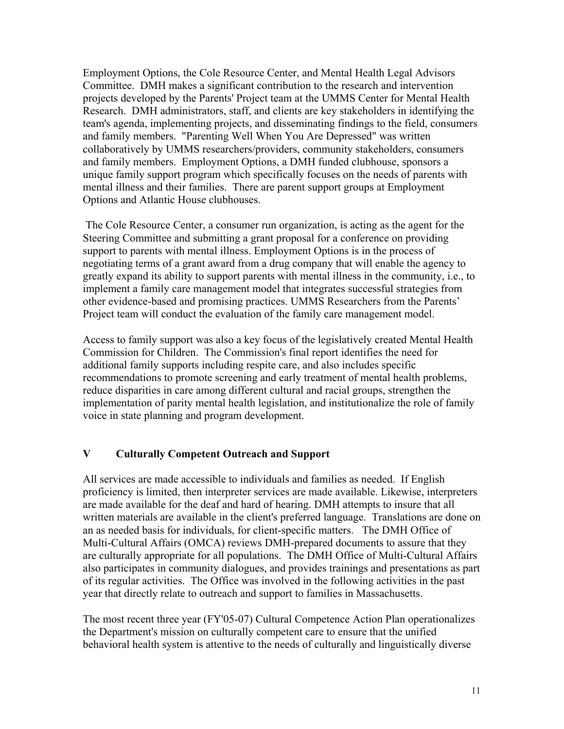Employment Options, the Cole Resource Center, and Mental Health Legal Advisors Committee. DMH makes a significant contribution to the research and intervention projects developed by the Parents' Project team at the UMMS Center for Mental Health Research. DMH administrators, staff, and clients are key stakeholders in identifying the team's agenda, implementing projects, and disseminating findings to the field, consumers and family members. "Parenting Well When You Are Depressed" was written collaboratively by UMMS researchers/providers, community stakeholders, consumers and family members. Employment Options, a DMH funded clubhouse, sponsors a unique family support program which specifically focuses on the needs of parents with mental illness and their families. There are parent support groups at Employment Options and Atlantic House clubhouses.

The Cole Resource Center, a consumer run organization, is acting as the agent for the Steering Committee and submitting a grant proposal for a conference on providing support to parents with mental illness. Employment Options is in the process of negotiating terms of a grant award from a drug company that will enable the agency to greatly expand its ability to support parents with mental illness in the community, i.e., to implement a family care management model that integrates successful strategies from other evidence-based and promising practices. UMMS Researchers from the Parents' Project team will conduct the evaluation of the family care management model.

Access to family support was also a key focus of the legislatively created Mental Health Commission for Children. The Commission's final report identifies the need for additional family supports including respite care, and also includes specific recommendations to promote screening and early treatment of mental health problems, reduce disparities in care among different cultural and racial groups, strengthen the implementation of parity mental health legislation, and institutionalize the role of family voice in state planning and program development.

## V Culturally Competent Outreach and Support

All services are made accessible to individuals and families as needed. If English proficiency is limited, then interpreter services are made available. Likewise, interpreters are made available for the deaf and hard of hearing. DMH attempts to insure that all written materials are available in the client's preferred language. Translations are done on an as needed basis for individuals, for client-specific matters. The DMH Office of Multi-Cultural Affairs (OMCA) reviews DMH-prepared documents to assure that they are culturally appropriate for all populations. The DMH Office of Multi-Cultural Affairs also participates in community dialogues, and provides trainings and presentations as part of its regular activities. The Office was involved in the following activities in the past year that directly relate to outreach and support to families in Massachusetts.

The most recent three year (FY'05-07) Cultural Competence Action Plan operationalizes the Department's mission on culturally competent care to ensure that the unified behavioral health system is attentive to the needs of culturally and linguistically diverse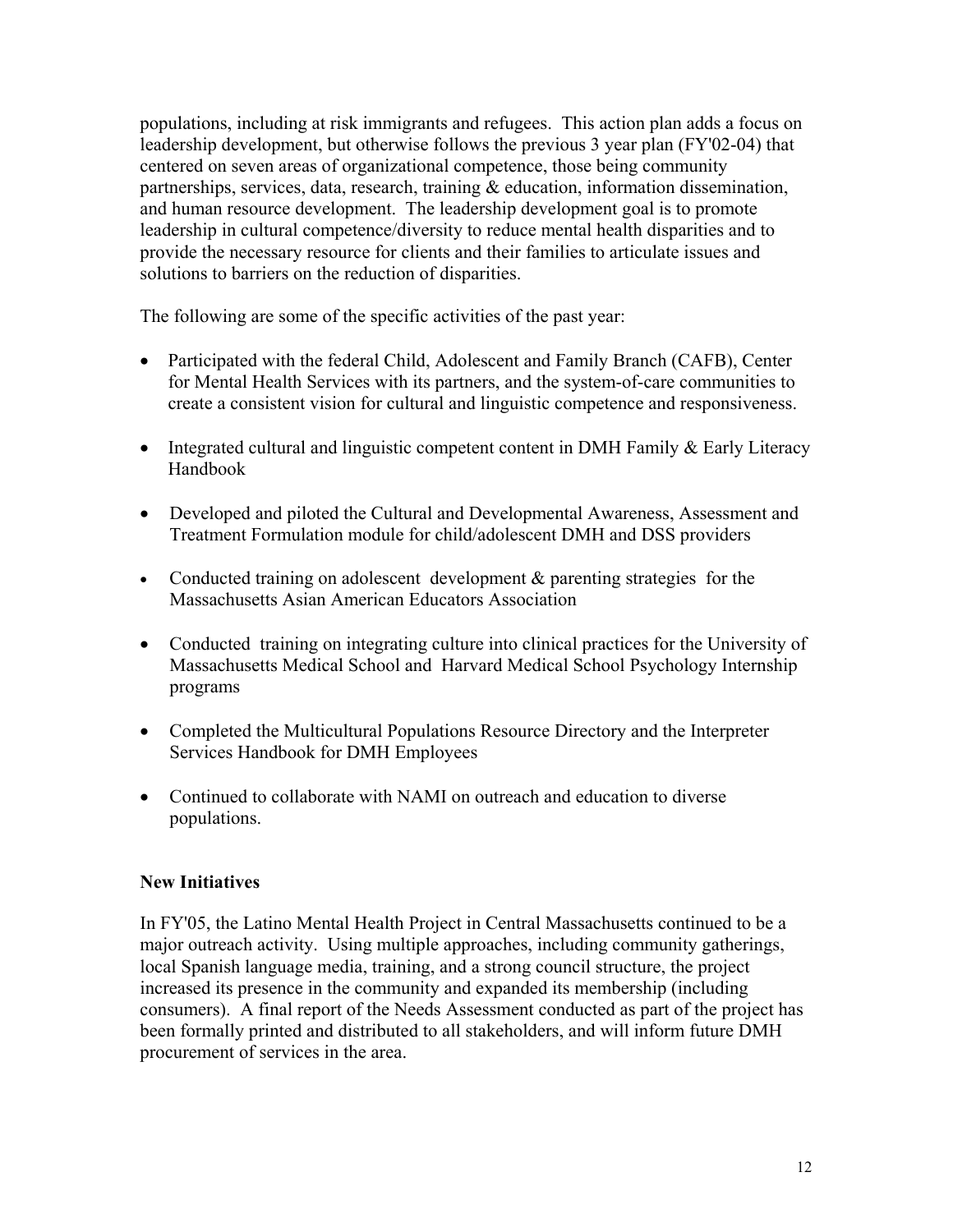populations, including at risk immigrants and refugees. This action plan adds a focus on leadership development, but otherwise follows the previous 3 year plan (FY'02-04) that centered on seven areas of organizational competence, those being community partnerships, services, data, research, training & education, information dissemination, and human resource development. The leadership development goal is to promote leadership in cultural competence/diversity to reduce mental health disparities and to provide the necessary resource for clients and their families to articulate issues and solutions to barriers on the reduction of disparities.

The following are some of the specific activities of the past year:

- Participated with the federal Child, Adolescent and Family Branch (CAFB), Center for Mental Health Services with its partners, and the system-of-care communities to create a consistent vision for cultural and linguistic competence and responsiveness.
- Integrated cultural and linguistic competent content in DMH Family & Early Literacy Handbook
- Developed and piloted the Cultural and Developmental Awareness, Assessment and Treatment Formulation module for child/adolescent DMH and DSS providers
- Conducted training on adolescent development & parenting strategies for the Massachusetts Asian American Educators Association
- Conducted training on integrating culture into clinical practices for the University of Massachusetts Medical School and Harvard Medical School Psychology Internship programs
- Completed the Multicultural Populations Resource Directory and the Interpreter Services Handbook for DMH Employees
- Continued to collaborate with NAMI on outreach and education to diverse populations.

**New Initiatives**

In FY'05, the Latino Mental Health Project in Central Massachusetts continued to be a major outreach activity. Using multiple approaches, including community gatherings, local Spanish language media, training, and a strong council structure, the project increased its presence in the community and expanded its membership (including consumers). A final report of the Needs Assessment conducted as part of the project has been formally printed and distributed to all stakeholders, and will inform future DMH procurement of services in the area.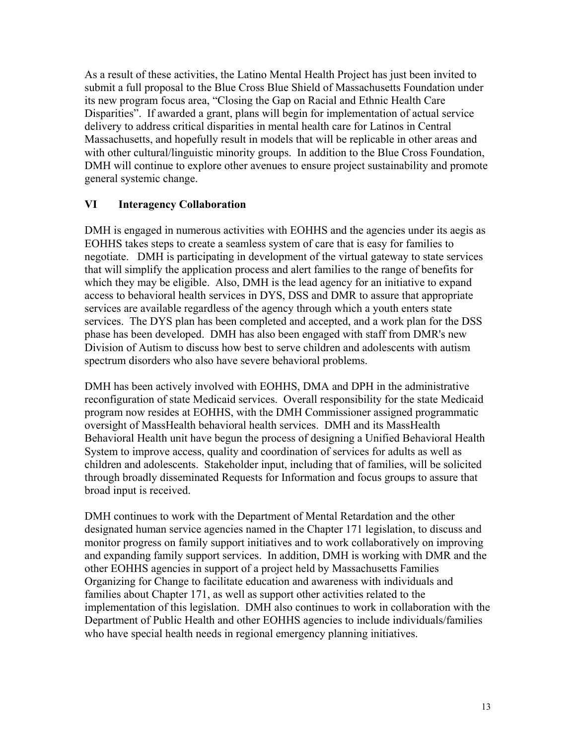As a result of these activities, the Latino Mental Health Project has just been invited to submit a full proposal to the Blue Cross Blue Shield of Massachusetts Foundation under its new program focus area, "Closing the Gap on Racial and Ethnic Health Care Disparities". If awarded a grant, plans will begin for implementation of actual service delivery to address critical disparities in mental health care for Latinos in Central Massachusetts, and hopefully result in models that will be replicable in other areas and with other cultural/linguistic minority groups. In addition to the Blue Cross Foundation, DMH will continue to explore other avenues to ensure project sustainability and promote general systemic change.

## VI Interagency Collaboration

DMH is engaged in numerous activities with EOHHS and the agencies under its aegis as EOHHS takes steps to create a seamless system of care that is easy for families to negotiate. DMH is participating in development of the virtual gateway to state services that will simplify the application process and alert families to the range of benefits for which they may be eligible. Also, DMH is the lead agency for an initiative to expand access to behavioral health services in DYS, DSS and DMR to assure that appropriate services are available regardless of the agency through which a youth enters state services. The DYS plan has been completed and accepted, and a work plan for the DSS phase has been developed. DMH has also been engaged with staff from DMR's new Division of Autism to discuss how best to serve children and adolescents with autism spectrum disorders who also have severe behavioral problems.

DMH has been actively involved with EOHHS, DMA and DPH in the administrative reconfiguration of state Medicaid services. Overall responsibility for the state Medicaid program now resides at EOHHS, with the DMH Commissioner assigned programmatic oversight of MassHealth behavioral health services. DMH and its MassHealth Behavioral Health unit have begun the process of designing a Unified Behavioral Health System to improve access, quality and coordination of services for adults as well as children and adolescents. Stakeholder input, including that of families, will be solicited through broadly disseminated Requests for Information and focus groups to assure that broad input is received.

DMH continues to work with the Department of Mental Retardation and the other designated human service agencies named in the Chapter 171 legislation, to discuss and monitor progress on family support initiatives and to work collaboratively on improving and expanding family support services. In addition, DMH is working with DMR and the other EOHHS agencies in support of a project held by Massachusetts Families Organizing for Change to facilitate education and awareness with individuals and families about Chapter 171, as well as support other activities related to the implementation of this legislation. DMH also continues to work in collaboration with the Department of Public Health and other EOHHS agencies to include individuals/families who have special health needs in regional emergency planning initiatives.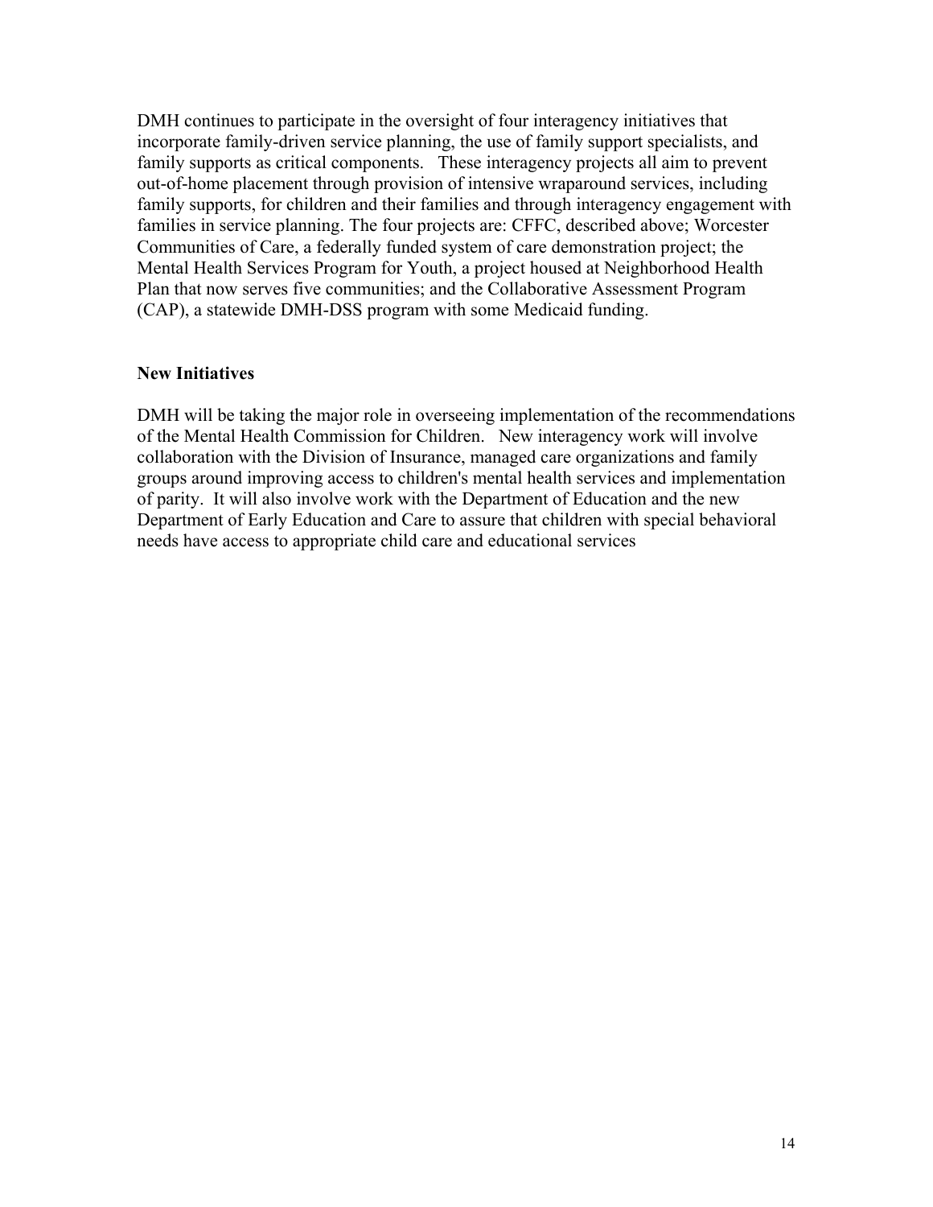DMH continues to participate in the oversight of four interagency initiatives that incorporate family-driven service planning, the use of family support specialists, and family supports as critical components. These interagency projects all aim to prevent out-of-home placement through provision of intensive wraparound services, including family supports, for children and their families and through interagency engagement with families in service planning. The four projects are: CFFC, described above; Worcester Communities of Care, a federally funded system of care demonstration project; the Mental Health Services Program for Youth, a project housed at Neighborhood Health Plan that now serves five communities; and the Collaborative Assessment Program (CAP), a statewide DMH-DSS program with some Medicaid funding.

**New Initiatives**

DMH will be taking the major role in overseeing implementation of the recommendations of the Mental Health Commission for Children. New interagency work will involve collaboration with the Division of Insurance, managed care organizations and family groups around improving access to children's mental health services and implementation of parity. It will also involve work with the Department of Education and the new Department of Early Education and Care to assure that children with special behavioral needs have access to appropriate child care and educational services